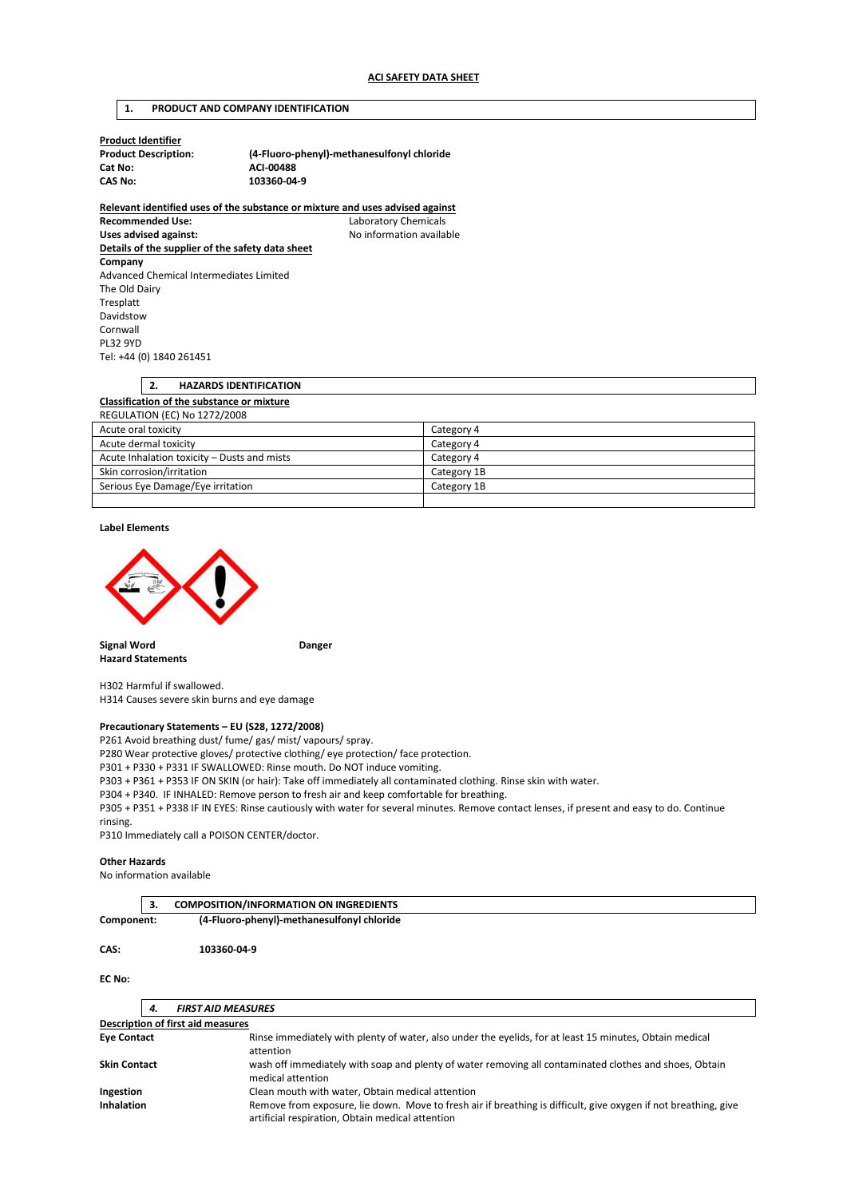# ACI SAFETY DATA SHEET

## 1. PRODUCT AND COMPANY IDENTIFICATION

**Product Identifier**

**Product Description:** **(4-Fluoro-phenyl)-methanesulfonyl chloride**
**Cat No:** **ACI-00488**
**CAS No:** **103360-04-9**

**Relevant identified uses of the substance or mixture and uses advised against**

**Recommended Use:** Laboratory Chemicals
**Uses advised against:** No information available

**Details of the supplier of the safety data sheet**

**Company**
Advanced Chemical Intermediates Limited
The Old Dairy
Tresplatt
Davidstow
Cornwall
PL32 9YD
Tel: +44 (0) 1840 261451

## 2. HAZARDS IDENTIFICATION

**Classification of the substance or mixture**

REGULATION (EC) No 1272/2008

| | |
|---|---|
| Acute oral toxicity | Category 4 |
| Acute dermal toxicity | Category 4 |
| Acute Inhalation toxicity – Dusts and mists | Category 4 |
| Skin corrosion/irritation | Category 1B |
| Serious Eye Damage/Eye irritation | Category 1B |
| | |

**Label Elements**

**Signal Word** **Danger**
**Hazard Statements**

H302 Harmful if swallowed.
H314 Causes severe skin burns and eye damage

**Precautionary Statements – EU (S28, 1272/2008)**

P261 Avoid breathing dust/ fume/ gas/ mist/ vapours/ spray.
P280 Wear protective gloves/ protective clothing/ eye protection/ face protection.
P301 + P330 + P331 IF SWALLOWED: Rinse mouth. Do NOT induce vomiting.
P303 + P361 + P353 IF ON SKIN (or hair): Take off immediately all contaminated clothing. Rinse skin with water.
P304 + P340. IF INHALED: Remove person to fresh air and keep comfortable for breathing.
P305 + P351 + P338 IF IN EYES: Rinse cautiously with water for several minutes. Remove contact lenses, if present and easy to do. Continue rinsing.
P310 Immediately call a POISON CENTER/doctor.

**Other Hazards**

No information available

## 3. COMPOSITION/INFORMATION ON INGREDIENTS

**Component:** **(4-Fluoro-phenyl)-methanesulfonyl chloride**

**CAS:** **103360-04-9**

**EC No:**

## 4. *FIRST AID MEASURES*

**Description of first aid measures**

| | |
|---|---|
| **Eye Contact** | Rinse immediately with plenty of water, also under the eyelids, for at least 15 minutes, Obtain medical attention |
| **Skin Contact** | wash off immediately with soap and plenty of water removing all contaminated clothes and shoes, Obtain medical attention |
| **Ingestion** | Clean mouth with water, Obtain medical attention |
| **Inhalation** | Remove from exposure, lie down. Move to fresh air if breathing is difficult, give oxygen if not breathing, give artificial respiration, Obtain medical attention |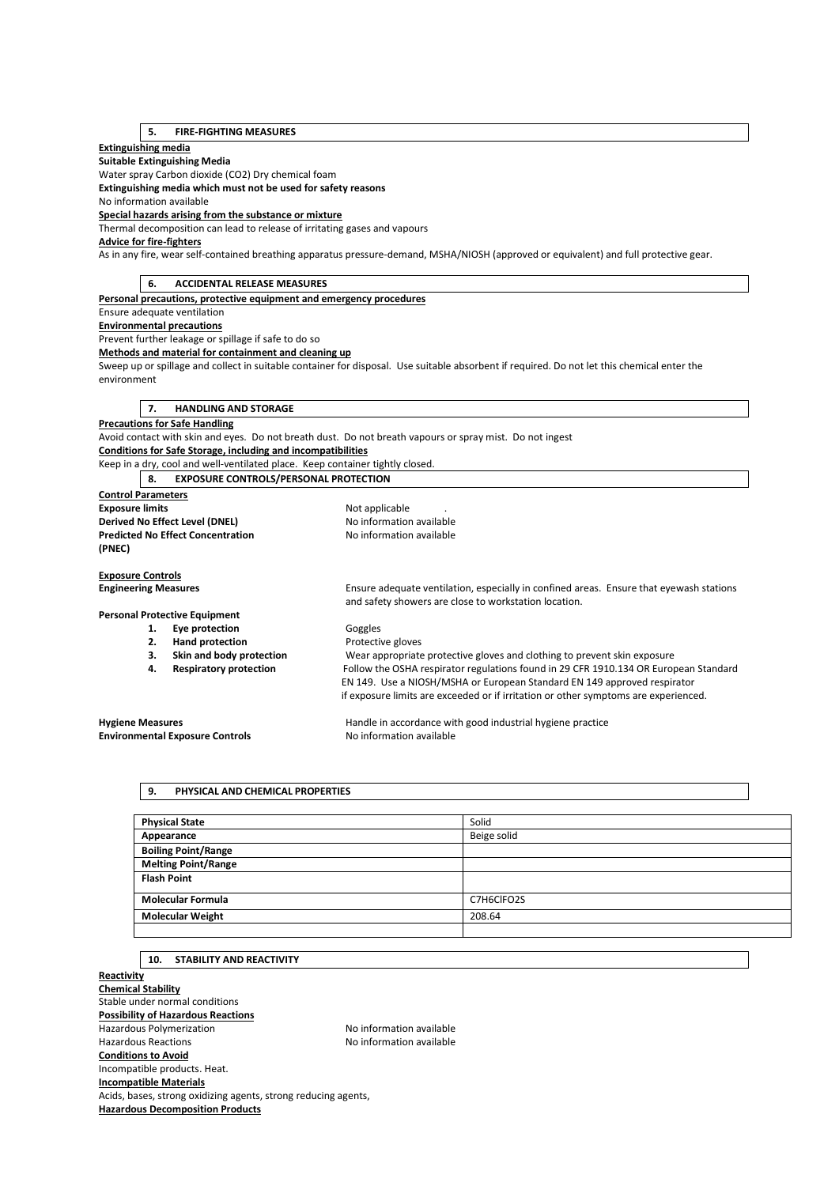## 5. FIRE-FIGHTING MEASURES

**Extinguishing media**

**Suitable Extinguishing Media**

Water spray Carbon dioxide ($CO_2$) Dry chemical foam

**Extinguishing media which must not be used for safety reasons**

No information available

**Special hazards arising from the substance or mixture**

Thermal decomposition can lead to release of irritating gases and vapours

**Advice for fire-fighters**

As in any fire, wear self-contained breathing apparatus pressure-demand, MSHA/NIOSH (approved or equivalent) and full protective gear.

## 6. ACCIDENTAL RELEASE MEASURES

**Personal precautions, protective equipment and emergency procedures**

Ensure adequate ventilation

**Environmental precautions**

Prevent further leakage or spillage if safe to do so

**Methods and material for containment and cleaning up**

Sweep up or spillage and collect in suitable container for disposal. Use suitable absorbent if required. Do not let this chemical enter the environment

## 7. HANDLING AND STORAGE

**Precautions for Safe Handling**

Avoid contact with skin and eyes. Do not breath dust. Do not breath vapours or spray mist. Do not ingest

**Conditions for Safe Storage, including and incompatibilities**

Keep in a dry, cool and well-ventilated place. Keep container tightly closed.

## 8. EXPOSURE CONTROLS/PERSONAL PROTECTION

**Control Parameters**

**Exposure limits** Not applicable .

**Derived No Effect Level (DNEL)** No information available

**Predicted No Effect Concentration (PNEC)** No information available

**Exposure Controls**

**Engineering Measures** Ensure adequate ventilation, especially in confined areas. Ensure that eyewash stations and safety showers are close to workstation location.

**Personal Protective Equipment**

1. **Eye protection** Goggles
2. **Hand protection** Protective gloves
3. **Skin and body protection** Wear appropriate protective gloves and clothing to prevent skin exposure
4. **Respiratory protection** Follow the OSHA respirator regulations found in 29 CFR 1910.134 OR European Standard EN 149. Use a NIOSH/MSHA or European Standard EN 149 approved respirator if exposure limits are exceeded or if irritation or other symptoms are experienced.

**Hygiene Measures** Handle in accordance with good industrial hygiene practice

**Environmental Exposure Controls** No information available

## 9. PHYSICAL AND CHEMICAL PROPERTIES

| Physical State | Solid |
|---|---|
| Appearance | Beige solid |
| Boiling Point/Range | |
| Melting Point/Range | |
| Flash Point | |
| Molecular Formula | $C_7H_6ClFO_2S$ |
| Molecular Weight | 208.64 |
| | |

## 10. STABILITY AND REACTIVITY

**Reactivity**

**Chemical Stability**

Stable under normal conditions

**Possibility of Hazardous Reactions**

Hazardous Polymerization No information available

Hazardous Reactions No information available

**Conditions to Avoid**

Incompatible products. Heat.

**Incompatible Materials**

Acids, bases, strong oxidizing agents, strong reducing agents,

**Hazardous Decomposition Products**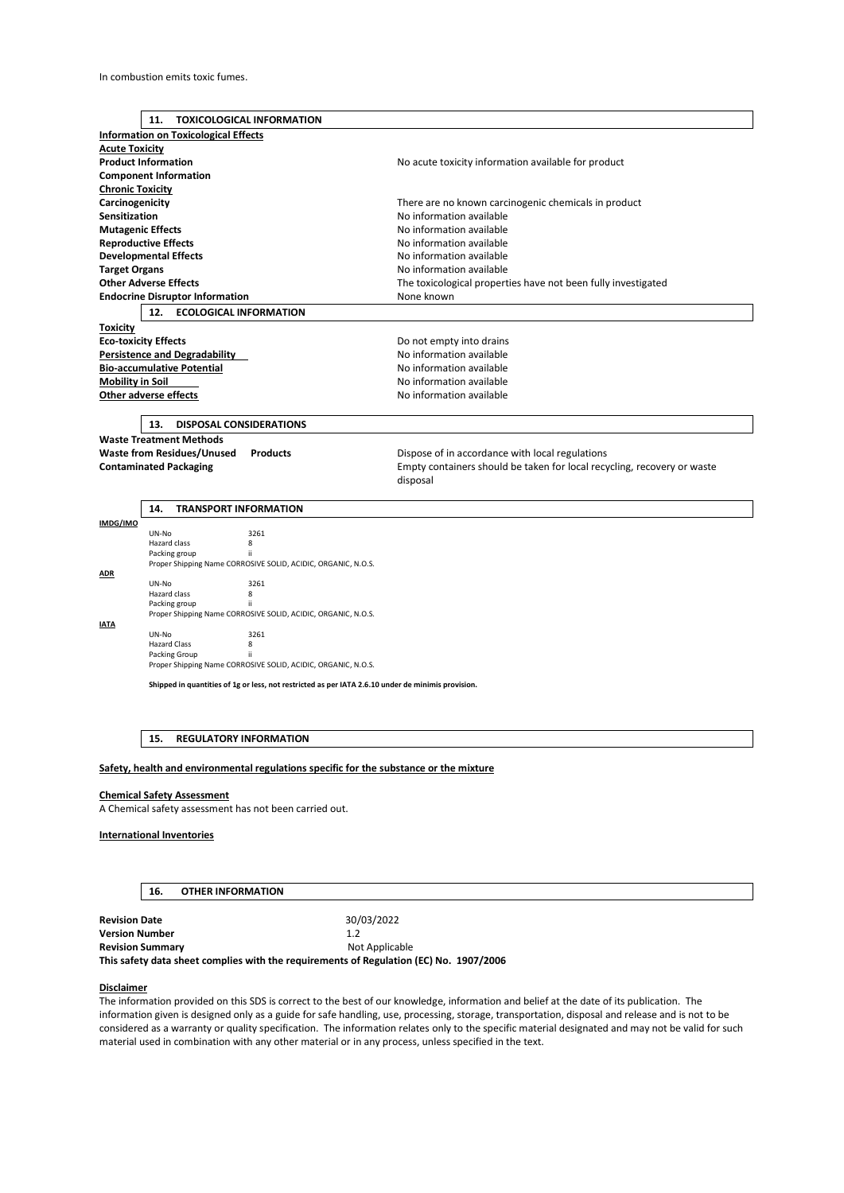In combustion emits toxic fumes.

## 11. TOXICOLOGICAL INFORMATION

| | |
|---|---|
| **Information on Toxicological Effects** | |
| **Acute Toxicity** | |
| **Product Information** | No acute toxicity information available for product |
| **Component Information** | |
| **Chronic Toxicity** | |
| **Carcinogenicity** | There are no known carcinogenic chemicals in product |
| **Sensitization** | No information available |
| **Mutagenic Effects** | No information available |
| **Reproductive Effects** | No information available |
| **Developmental Effects** | No information available |
| **Target Organs** | No information available |
| **Other Adverse Effects** | The toxicological properties have not been fully investigated |
| **Endocrine Disruptor Information** | None known |

## 12. ECOLOGICAL INFORMATION

| | |
|---|---|
| **Toxicity** | |
| **Eco-toxicity Effects** | Do not empty into drains |
| **Persistence and Degradability** | No information available |
| **Bio-accumulative Potential** | No information available |
| **Mobility in Soil** | No information available |
| **Other adverse effects** | No information available |

## 13. DISPOSAL CONSIDERATIONS

| | |
|---|---|
| **Waste Treatment Methods** | |
| **Waste from Residues/Unused Products** | Dispose of in accordance with local regulations |
| **Contaminated Packaging** | Empty containers should be taken for local recycling, recovery or waste disposal |

## 14. TRANSPORT INFORMATION

**IMDG/IMO**

| | |
|---|---|
| UN-No | 3261 |
| Hazard class | 8 |
| Packing group | ii |

Proper Shipping Name CORROSIVE SOLID, ACIDIC, ORGANIC, N.O.S.

**ADR**

| | |
|---|---|
| UN-No | 3261 |
| Hazard class | 8 |
| Packing group | ii |

Proper Shipping Name CORROSIVE SOLID, ACIDIC, ORGANIC, N.O.S.

**IATA**

| | |
|---|---|
| UN-No | 3261 |
| Hazard Class | 8 |
| Packing Group | ii |

Proper Shipping Name CORROSIVE SOLID, ACIDIC, ORGANIC, N.O.S.

**Shipped in quantities of 1g or less, not restricted as per IATA 2.6.10 under de minimis provision.**

## 15. REGULATORY INFORMATION

**Safety, health and environmental regulations specific for the substance or the mixture**

**Chemical Safety Assessment**

A Chemical safety assessment has not been carried out.

**International Inventories**

## 16. OTHER INFORMATION

| | |
|---|---|
| **Revision Date** | 30/03/2022 |
| **Version Number** | 1.2 |
| **Revision Summary** | Not Applicable |

**This safety data sheet complies with the requirements of Regulation (EC) No. 1907/2006**

**Disclaimer**

The information provided on this SDS is correct to the best of our knowledge, information and belief at the date of its publication. The information given is designed only as a guide for safe handling, use, processing, storage, transportation, disposal and release and is not to be considered as a warranty or quality specification. The information relates only to the specific material designated and may not be valid for such material used in combination with any other material or in any process, unless specified in the text.